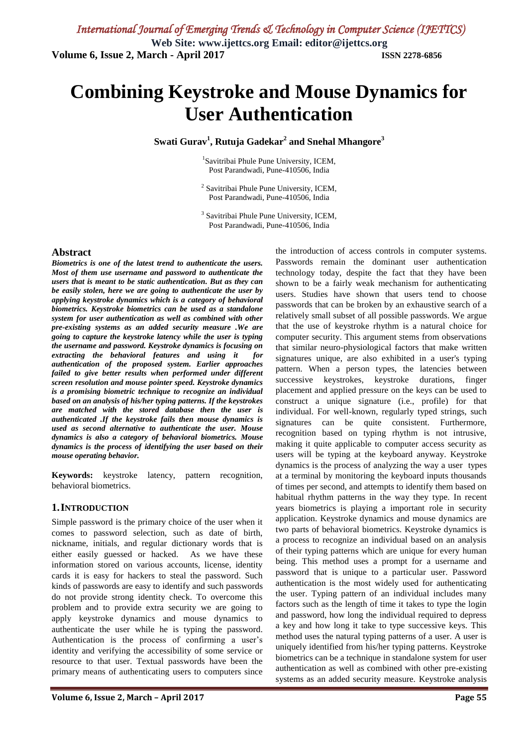# Combining Keystroke and Mouse Dynamics for User Authentication

**Swati Gurav[1], Rutuja Gadekar[2] and Snehal Mhangore[3]**

[1]Savitribai Phule Pune University, ICEM,
Post Parandwadi, Pune-410506, India

[2] Savitribai Phule Pune University, ICEM,
Post Parandwadi, Pune-410506, India

[3] Savitribai Phule Pune University, ICEM,
Post Parandwadi, Pune-410506, India

## Abstract

***Biometrics is one of the latest trend to authenticate the users. Most of them use username and password to authenticate the users that is meant to be static authentication. But as they can be easily stolen, here we are going to authenticate the user by applying keystroke dynamics which is a category of behavioral biometrics. Keystroke biometrics can be used as a standalone system for user authentication as well as combined with other pre-existing systems as an added security measure .We are going to capture the keystroke latency while the user is typing the username and password. Keystroke dynamics is focusing on extracting the behavioral features and using it for authentication of the proposed system. Earlier approaches failed to give better results when performed under different screen resolution and mouse pointer speed. Keystroke dynamics is a promising biometric technique to recognize an individual based on an analysis of his/her typing patterns. If the keystrokes are matched with the stored database then the user is authenticated .If the keystroke fails then mouse dynamics is used as second alternative to authenticate the user. Mouse dynamics is also a category of behavioral biometrics. Mouse dynamics is the process of identifying the user based on their mouse operating behavior.***

**Keywords:** keystroke latency, pattern recognition, behavioral biometrics.

## 1. INTRODUCTION

Simple password is the primary choice of the user when it comes to password selection, such as date of birth, nickname, initials, and regular dictionary words that is either easily guessed or hacked. As we have these information stored on various accounts, license, identity cards it is easy for hackers to steal the password. Such kinds of passwords are easy to identify and such passwords do not provide strong identity check. To overcome this problem and to provide extra security we are going to apply keystroke dynamics and mouse dynamics to authenticate the user while he is typing the password. Authentication is the process of confirming a user's identity and verifying the accessibility of some service or resource to that user. Textual passwords have been the primary means of authenticating users to computers since the introduction of access controls in computer systems. Passwords remain the dominant user authentication technology today, despite the fact that they have been shown to be a fairly weak mechanism for authenticating users. Studies have shown that users tend to choose passwords that can be broken by an exhaustive search of a relatively small subset of all possible passwords. We argue that the use of keystroke rhythm is a natural choice for computer security. This argument stems from observations that similar neuro-physiological factors that make written signatures unique, are also exhibited in a user's typing pattern. When a person types, the latencies between successive keystrokes, keystroke durations, finger placement and applied pressure on the keys can be used to construct a unique signature (i.e., profile) for that individual. For well-known, regularly typed strings, such signatures can be quite consistent. Furthermore, recognition based on typing rhythm is not intrusive, making it quite applicable to computer access security as users will be typing at the keyboard anyway. Keystroke dynamics is the process of analyzing the way a user types at a terminal by monitoring the keyboard inputs thousands of times per second, and attempts to identify them based on habitual rhythm patterns in the way they type. In recent years biometrics is playing a important role in security application. Keystroke dynamics and mouse dynamics are two parts of behavioral biometrics. Keystroke dynamics is a process to recognize an individual based on an analysis of their typing patterns which are unique for every human being. This method uses a prompt for a username and password that is unique to a particular user. Password authentication is the most widely used for authenticating the user. Typing pattern of an individual includes many factors such as the length of time it takes to type the login and password, how long the individual required to depress a key and how long it take to type successive keys. This method uses the natural typing patterns of a user. A user is uniquely identified from his/her typing patterns. Keystroke biometrics can be a technique in standalone system for user authentication as well as combined with other pre-existing systems as an added security measure. Keystroke analysis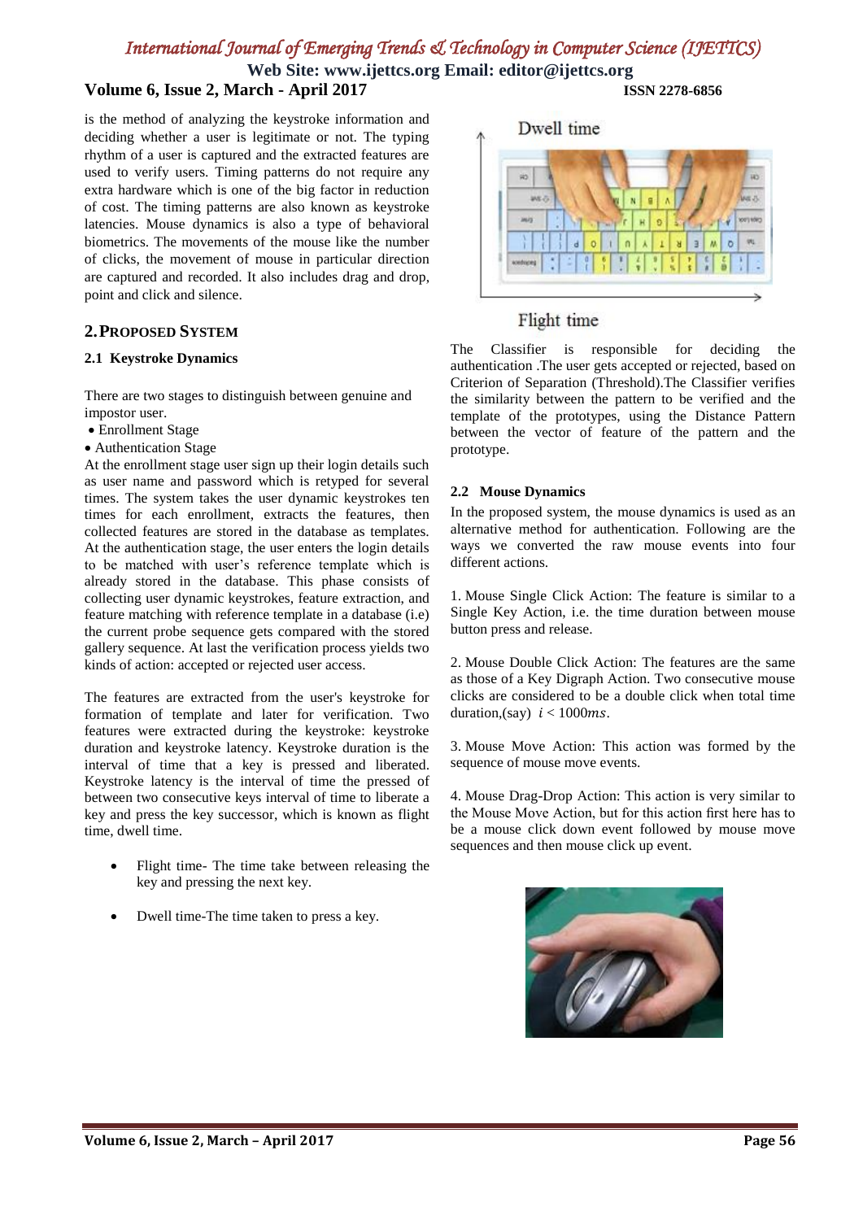is the method of analyzing the keystroke information and deciding whether a user is legitimate or not. The typing rhythm of a user is captured and the extracted features are used to verify users. Timing patterns do not require any extra hardware which is one of the big factor in reduction of cost. The timing patterns are also known as keystroke latencies. Mouse dynamics is also a type of behavioral biometrics. The movements of the mouse like the number of clicks, the movement of mouse in particular direction are captured and recorded. It also includes drag and drop, point and click and silence.

## 2. PROPOSED SYSTEM

### 2.1 Keystroke Dynamics

There are two stages to distinguish between genuine and impostor user.

- Enrollment Stage
- Authentication Stage

At the enrollment stage user sign up their login details such as user name and password which is retyped for several times. The system takes the user dynamic keystrokes ten times for each enrollment, extracts the features, then collected features are stored in the database as templates. At the authentication stage, the user enters the login details to be matched with user's reference template which is already stored in the database. This phase consists of collecting user dynamic keystrokes, feature extraction, and feature matching with reference template in a database (i.e) the current probe sequence gets compared with the stored gallery sequence. At last the verification process yields two kinds of action: accepted or rejected user access.

The features are extracted from the user's keystroke for formation of template and later for verification. Two features were extracted during the keystroke: keystroke duration and keystroke latency. Keystroke duration is the interval of time that a key is pressed and liberated. Keystroke latency is the interval of time the pressed of between two consecutive keys interval of time to liberate a key and press the key successor, which is known as flight time, dwell time.

- Flight time- The time take between releasing the key and pressing the next key.
- Dwell time-The time taken to press a key.

Dwell time

Flight time

The Classifier is responsible for deciding the authentication .The user gets accepted or rejected, based on Criterion of Separation (Threshold).The Classifier verifies the similarity between the pattern to be verified and the template of the prototypes, using the Distance Pattern between the vector of feature of the pattern and the prototype.

### 2.2 Mouse Dynamics

In the proposed system, the mouse dynamics is used as an alternative method for authentication. Following are the ways we converted the raw mouse events into four different actions.

1. Mouse Single Click Action: The feature is similar to a Single Key Action, i.e. the time duration between mouse button press and release.

2. Mouse Double Click Action: The features are the same as those of a Key Digraph Action. Two consecutive mouse clicks are considered to be a double click when total time duration,(say) $i < 1000ms$.

3. Mouse Move Action: This action was formed by the sequence of mouse move events.

4. Mouse Drag-Drop Action: This action is very similar to the Mouse Move Action, but for this action first here has to be a mouse click down event followed by mouse move sequences and then mouse click up event.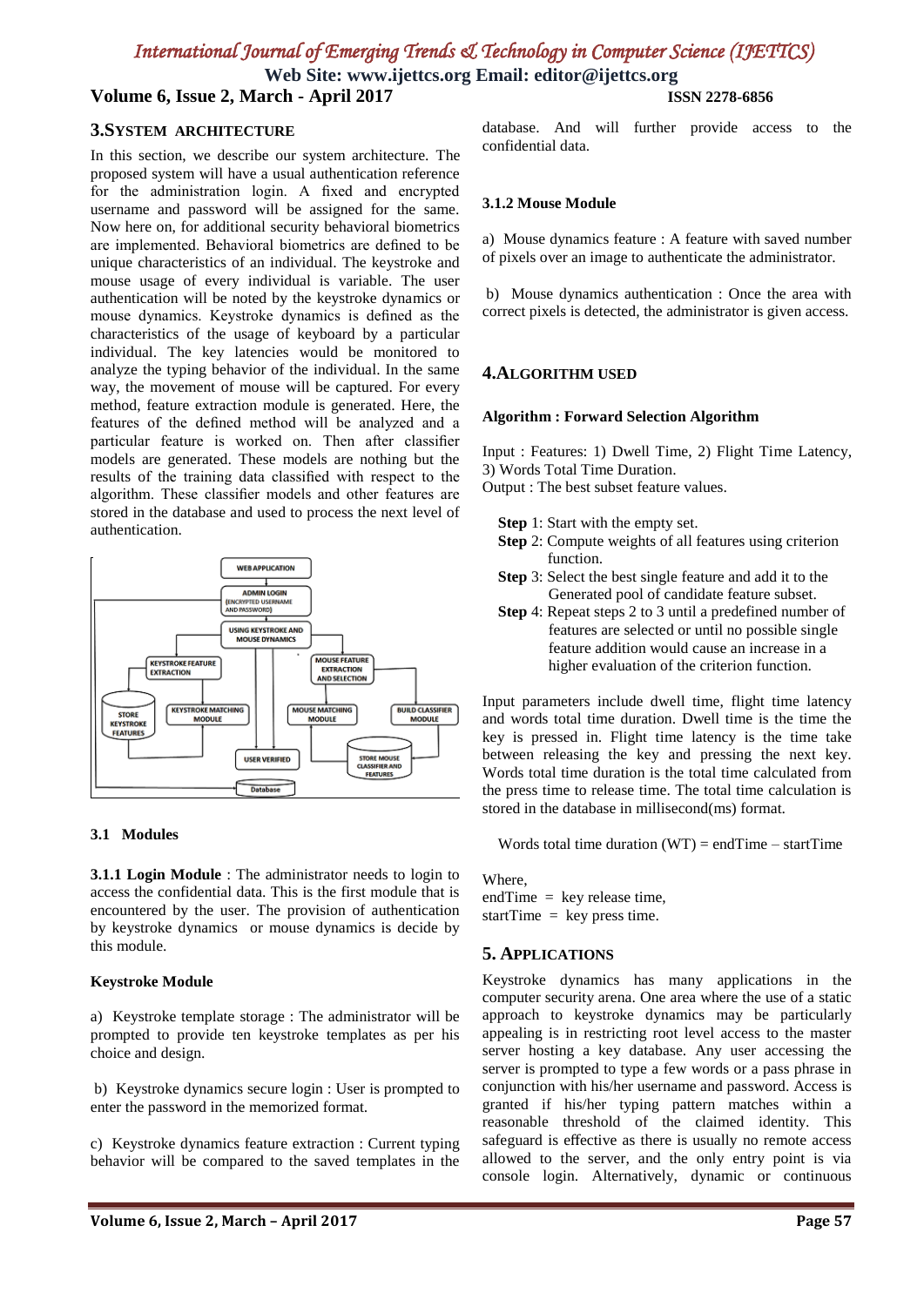## 3. System Architecture

In this section, we describe our system architecture. The proposed system will have a usual authentication reference for the administration login. A fixed and encrypted username and password will be assigned for the same. Now here on, for additional security behavioral biometrics are implemented. Behavioral biometrics are defined to be unique characteristics of an individual. The keystroke and mouse usage of every individual is variable. The user authentication will be noted by the keystroke dynamics or mouse dynamics. Keystroke dynamics is defined as the characteristics of the usage of keyboard by a particular individual. The key latencies would be monitored to analyze the typing behavior of the individual. In the same way, the movement of mouse will be captured. For every method, feature extraction module is generated. Here, the features of the defined method will be analyzed and a particular feature is worked on. Then after classifier models are generated. These models are nothing but the results of the training data classified with respect to the algorithm. These classifier models and other features are stored in the database and used to process the next level of authentication.

### 3.1 Modules

**3.1.1 Login Module** : The administrator needs to login to access the confidential data. This is the first module that is encountered by the user. The provision of authentication by keystroke dynamics or mouse dynamics is decide by this module.

**Keystroke Module**

a) Keystroke template storage : The administrator will be prompted to provide ten keystroke templates as per his choice and design.

b) Keystroke dynamics secure login : User is prompted to enter the password in the memorized format.

c) Keystroke dynamics feature extraction : Current typing behavior will be compared to the saved templates in the database. And will further provide access to the confidential data.

**3.1.2 Mouse Module**

a) Mouse dynamics feature : A feature with saved number of pixels over an image to authenticate the administrator.

b) Mouse dynamics authentication : Once the area with correct pixels is detected, the administrator is given access.

## 4. Algorithm Used

**Algorithm : Forward Selection Algorithm**

Input : Features: 1) Dwell Time, 2) Flight Time Latency, 3) Words Total Time Duration.
Output : The best subset feature values.

**Step** 1: Start with the empty set.
**Step** 2: Compute weights of all features using criterion function.
**Step** 3: Select the best single feature and add it to the Generated pool of candidate feature subset.
**Step** 4: Repeat steps 2 to 3 until a predefined number of features are selected or until no possible single feature addition would cause an increase in a higher evaluation of the criterion function.

Input parameters include dwell time, flight time latency and words total time duration. Dwell time is the time the key is pressed in. Flight time latency is the time take between releasing the key and pressing the next key. Words total time duration is the total time calculated from the press time to release time. The total time calculation is stored in the database in millisecond(ms) format.

Words total time duration (WT) = endTime – startTime

Where,
endTime = key release time,
startTime = key press time.

## 5. Applications

Keystroke dynamics has many applications in the computer security arena. One area where the use of a static approach to keystroke dynamics may be particularly appealing is in restricting root level access to the master server hosting a key database. Any user accessing the server is prompted to type a few words or a pass phrase in conjunction with his/her username and password. Access is granted if his/her typing pattern matches within a reasonable threshold of the claimed identity. This safeguard is effective as there is usually no remote access allowed to the server, and the only entry point is via console login. Alternatively, dynamic or continuous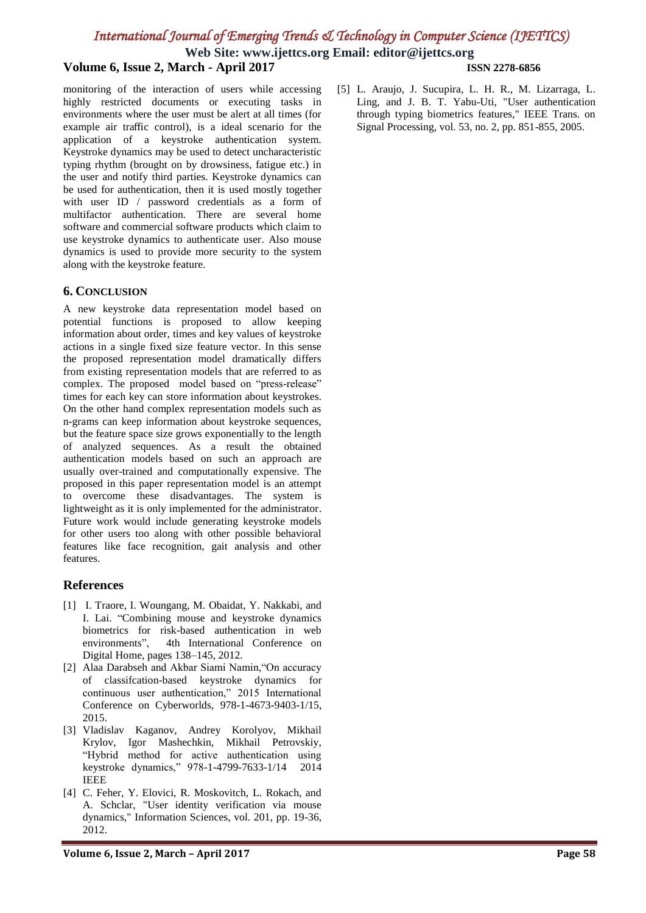monitoring of the interaction of users while accessing highly restricted documents or executing tasks in environments where the user must be alert at all times (for example air traffic control), is a ideal scenario for the application of a keystroke authentication system. Keystroke dynamics may be used to detect uncharacteristic typing rhythm (brought on by drowsiness, fatigue etc.) in the user and notify third parties. Keystroke dynamics can be used for authentication, then it is used mostly together with user ID / password credentials as a form of multifactor authentication. There are several home software and commercial software products which claim to use keystroke dynamics to authenticate user. Also mouse dynamics is used to provide more security to the system along with the keystroke feature.

## 6. CONCLUSION

A new keystroke data representation model based on potential functions is proposed to allow keeping information about order, times and key values of keystroke actions in a single fixed size feature vector. In this sense the proposed representation model dramatically differs from existing representation models that are referred to as complex. The proposed model based on "press-release" times for each key can store information about keystrokes. On the other hand complex representation models such as n-grams can keep information about keystroke sequences, but the feature space size grows exponentially to the length of analyzed sequences. As a result the obtained authentication models based on such an approach are usually over-trained and computationally expensive. The proposed in this paper representation model is an attempt to overcome these disadvantages. The system is lightweight as it is only implemented for the administrator. Future work would include generating keystroke models for other users too along with other possible behavioral features like face recognition, gait analysis and other features.

## References

[1] I. Traore, I. Woungang, M. Obaidat, Y. Nakkabi, and I. Lai. "Combining mouse and keystroke dynamics biometrics for risk-based authentication in web environments", 4th International Conference on Digital Home, pages 138–145, 2012.

[2] Alaa Darabseh and Akbar Siami Namin,"On accuracy of classifcation-based keystroke dynamics for continuous user authentication," 2015 International Conference on Cyberworlds, 978-1-4673-9403-1/15, 2015.

[3] Vladislav Kaganov, Andrey Korolyov, Mikhail Krylov, Igor Mashechkin, Mikhail Petrovskiy, "Hybrid method for active authentication using keystroke dynamics," 978-1-4799-7633-1/14 2014 IEEE

[4] C. Feher, Y. Elovici, R. Moskovitch, L. Rokach, and A. Schclar, "User identity verification via mouse dynamics," Information Sciences, vol. 201, pp. 19-36, 2012.

[5] L. Araujo, J. Sucupira, L. H. R., M. Lizarraga, L. Ling, and J. B. T. Yabu-Uti, "User authentication through typing biometrics features," IEEE Trans. on Signal Processing, vol. 53, no. 2, pp. 851-855, 2005.